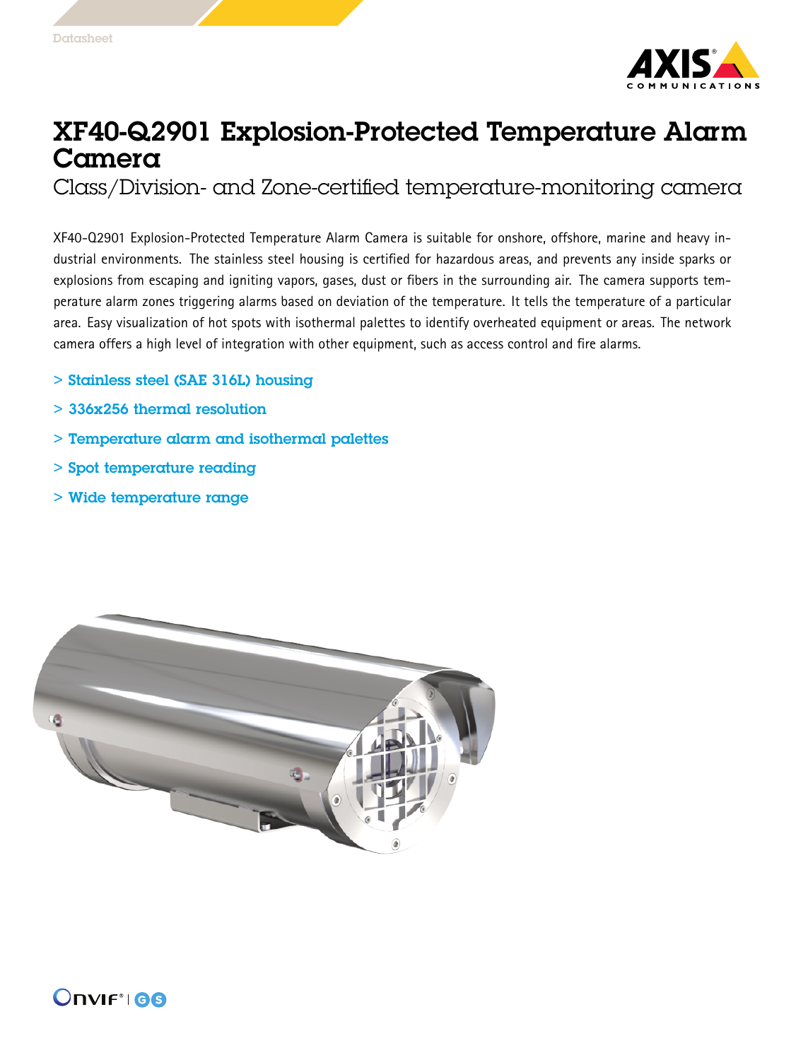# XF40-Q2901 Explosion-Protected Temperature Alarm Camera

## Class/Division- and Zone-certified temperature-monitoring camera

XF40-Q2901 Explosion-Protected Temperature Alarm Camera is suitable for onshore, offshore, marine and heavy industrial environments. The stainless steel housing is certified for hazardous areas, and prevents any inside sparks or explosions from escaping and igniting vapors, gases, dust or fibers in the surrounding air. The camera supports temperature alarm zones triggering alarms based on deviation of the temperature. It tells the temperature of a particular area. Easy visualization of hot spots with isothermal palettes to identify overheated equipment or areas. The network camera offers a high level of integration with other equipment, such as access control and fire alarms.

- Stainless steel (SAE 316L) housing
- 336x256 thermal resolution
- Temperature alarm and isothermal palettes
- Spot temperature reading
- Wide temperature range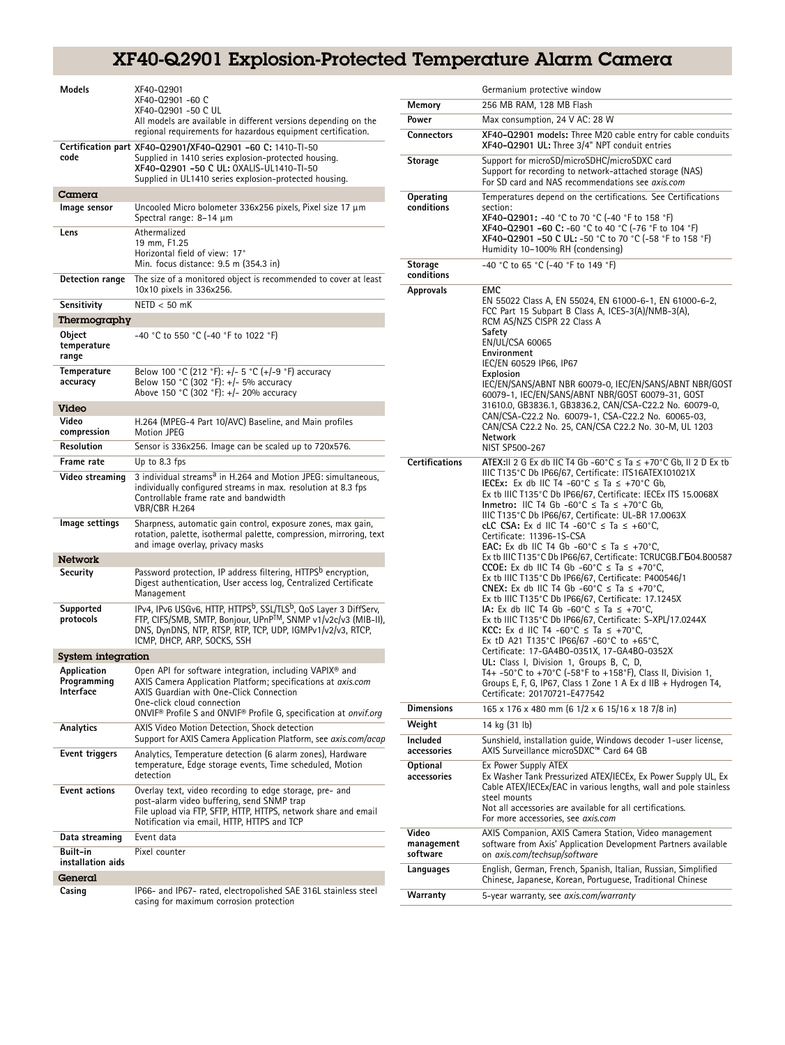# XF40-Q2901 Explosion-Protected Temperature Alarm Camera

| | |
|---|---|
| **Models** | XF40-Q2901<br>XF40-Q2901 -60 C<br>XF40-Q2901 -50 C UL<br>All models are available in different versions depending on the regional requirements for hazardous equipment certification. |
| **Certification part code** | **XF40-Q2901/XF40-Q2901 -60 C:** 1410-TI-50<br>Supplied in 1410 series explosion-protected housing.<br>**XF40-Q2901 -50 C UL:** OXALIS-UL1410-TI-50<br>Supplied in UL1410 series explosion-protected housing. |

## Camera

| | |
|---|---|
| **Image sensor** | Uncooled Micro bolometer 336x256 pixels, Pixel size 17 µm<br>Spectral range: 8–14 µm |
| **Lens** | Athermalized<br>19 mm, F1.25<br>Horizontal field of view: 17°<br>Min. focus distance: 9.5 m (354.3 in)<br>Germanium protective window |
| **Detection range** | The size of a monitored object is recommended to cover at least 10x10 pixels in 336x256. |
| **Sensitivity** | NETD < 50 mK |

## Thermography

| | |
|---|---|
| **Object temperature range** | -40 °C to 550 °C (-40 °F to 1022 °F) |
| **Temperature accuracy** | Below 100 °C (212 °F): +/- 5 °C (+/-9 °F) accuracy<br>Below 150 °C (302 °F): +/- 5% accuracy<br>Above 150 °C (302 °F): +/- 20% accuracy |

## Video

| | |
|---|---|
| **Video compression** | H.264 (MPEG-4 Part 10/AVC) Baseline, and Main profiles<br>Motion JPEG |
| **Resolution** | Sensor is 336x256. Image can be scaled up to 720x576. |
| **Frame rate** | Up to 8.3 fps |
| **Video streaming** | 3 individual streams[a] in H.264 and Motion JPEG: simultaneous, individually configured streams in max. resolution at 8.3 fps<br>Controllable frame rate and bandwidth<br>VBR/CBR H.264 |
| **Image settings** | Sharpness, automatic gain control, exposure zones, max gain, rotation, palette, isothermal palette, compression, mirroring, text and image overlay, privacy masks |

## Network

| | |
|---|---|
| **Security** | Password protection, IP address filtering, HTTPS[b] encryption, Digest authentication, User access log, Centralized Certificate Management |
| **Supported protocols** | IPv4, IPv6 USGv6, HTTP, HTTPS[b], SSL/TLS[b], QoS Layer 3 DiffServ, FTP, CIFS/SMB, SMTP, Bonjour, UPnP™, SNMP v1/v2c/v3 (MIB-II), DNS, DynDNS, NTP, RTSP, RTP, TCP, UDP, IGMPv1/v2/v3, RTCP, ICMP, DHCP, ARP, SOCKS, SSH |

## System integration

| | |
|---|---|
| **Application Programming Interface** | Open API for software integration, including VAPIX® and AXIS Camera Application Platform; specifications at *axis.com*<br>AXIS Guardian with One-Click Connection<br>One-click cloud connection<br>ONVIF® Profile S and ONVIF® Profile G, specification at *onvif.org* |
| **Analytics** | AXIS Video Motion Detection, Shock detection<br>Support for AXIS Camera Application Platform, see *axis.com/acap* |
| **Event triggers** | Analytics, Temperature detection (6 alarm zones), Hardware temperature, Edge storage events, Time scheduled, Motion detection |
| **Event actions** | Overlay text, video recording to edge storage, pre- and post-alarm video buffering, send SNMP trap<br>File upload via FTP, SFTP, HTTP, HTTPS, network share and email<br>Notification via email, HTTP, HTTPS and TCP |
| **Data streaming** | Event data |
| **Built-in installation aids** | Pixel counter |

## General

| | |
|---|---|
| **Casing** | IP66- and IP67- rated, electropolished SAE 316L stainless steel casing for maximum corrosion protection |
| **Memory** | 256 MB RAM, 128 MB Flash |
| **Power** | Max consumption, 24 V AC: 28 W |
| **Connectors** | **XF40-Q2901 models:** Three M20 cable entry for cable conduits<br>**XF40-Q2901 UL:** Three 3/4" NPT conduit entries |
| **Storage** | Support for microSD/microSDHC/microSDXC card<br>Support for recording to network-attached storage (NAS)<br>For SD card and NAS recommendations see *axis.com* |
| **Operating conditions** | Temperatures depend on the certifications. See Certifications section:<br>**XF40-Q2901:** -40 °C to 70 °C (-40 °F to 158 °F)<br>**XF40-Q2901 -60 C:** -60 °C to 40 °C (-76 °F to 104 °F)<br>**XF40-Q2901 -50 C UL:** -50 °C to 70 °C (-58 °F to 158 °F)<br>Humidity 10–100% RH (condensing) |
| **Storage conditions** | -40 °C to 65 °C (-40 °F to 149 °F) |
| **Approvals** | **EMC**<br>EN 55022 Class A, EN 55024, EN 61000-6-1, EN 61000-6-2, FCC Part 15 Subpart B Class A, ICES-3(A)/NMB-3(A), RCM AS/NZS CISPR 22 Class A<br>**Safety**<br>EN/UL/CSA 60065<br>**Environment**<br>IEC/EN 60529 IP66, IP67<br>**Explosion**<br>IEC/EN/SANS/ABNT NBR 60079-0, IEC/EN/SANS/ABNT NBR/GOST 60079-1, IEC/EN/SANS/ABNT NBR/GOST 60079-31, GOST 31610.0, GB3836.1, GB3836.2, CAN/CSA-C22.2 No. 60079-0, CAN/CSA-C22.2 No. 60079-1, CSA-C22.2 No. 60065-03, CAN/CSA C22.2 No. 25, CAN/CSA C22.2 No. 30-M, UL 1203<br>**Network**<br>NIST SP500-267 |
| **Certifications** | **ATEX:**II 2 G Ex db IIC T4 Gb -60°C ≤ Ta ≤ +70°C Gb, II 2 D Ex tb IIIC T135°C Db IP66/67, Certificate: ITS16ATEX101021X<br>**IECEx:** Ex db IIC T4 -60°C ≤ Ta ≤ +70°C Gb, Ex tb IIIC T135°C Db IP66/67, Certificate: IECEx ITS 15.0068X<br>**Inmetro:** IIC T4 Gb -60°C ≤ Ta ≤ +70°C Gb, IIIC T135°C Db IP66/67, Certificate: UL-BR 17.0063X<br>**cLC CSA:** Ex d IIC T4 -60°C ≤ Ta ≤ +60°C, Certificate: 11396-1S-CSA<br>**EAC:** Ex db IIC T4 Gb -60°C ≤ Ta ≤ +70°C, Ex tb IIIC T135°C Db IP66/67, Certificate: TCRUCGB.ГБ04.B00587<br>**CCOE:** Ex db IIC T4 Gb -60°C ≤ Ta ≤ +70°C, Ex tb IIIC T135°C Db IP66/67, Certificate: P400546/1<br>**CNEX:** Ex db IIC T4 Gb -60°C ≤ Ta ≤ +70°C, Ex tb IIIC T135°C Db IP66/67, Certificate: 17.1245X<br>**IA:** Ex db IIC T4 Gb -60°C ≤ Ta ≤ +70°C, Ex tb IIIC T135°C Db IP66/67, Certificate: S-XPL/17.0244X<br>**KCC:** Ex d IIC T4 -60°C ≤ Ta ≤ +70°C, Ex tD A21 T135°C IP66/67 -60°C to +65°C, Certificate: 17-GA4BO-0351X, 17-GA4BO-0352X<br>**UL:** Class I, Division 1, Groups B, C, D, T4+ -50°C to +70°C (-58°F to +158°F), Class II, Division 1, Groups E, F, G, IP67, Class 1 Zone 1 A Ex d IIB + Hydrogen T4, Certificate: 20170721-E477542 |
| **Dimensions** | 165 x 176 x 480 mm (6 1/2 x 6 15/16 x 18 7/8 in) |
| **Weight** | 14 kg (31 lb) |
| **Included accessories** | Sunshield, installation guide, Windows decoder 1-user license, AXIS Surveillance microSDXC™ Card 64 GB |
| **Optional accessories** | Ex Power Supply ATEX<br>Ex Washer Tank Pressurized ATEX/IECEx, Ex Power Supply UL, Ex Cable ATEX/IECEx/EAC in various lengths, wall and pole stainless steel mounts<br>Not all accessories are available for all certifications.<br>For more accessories, see *axis.com* |
| **Video management software** | AXIS Companion, AXIS Camera Station, Video management software from Axis' Application Development Partners available on *axis.com/techsup/software* |
| **Languages** | English, German, French, Spanish, Italian, Russian, Simplified Chinese, Japanese, Korean, Portuguese, Traditional Chinese |
| **Warranty** | 5-year warranty, see *axis.com/warranty* |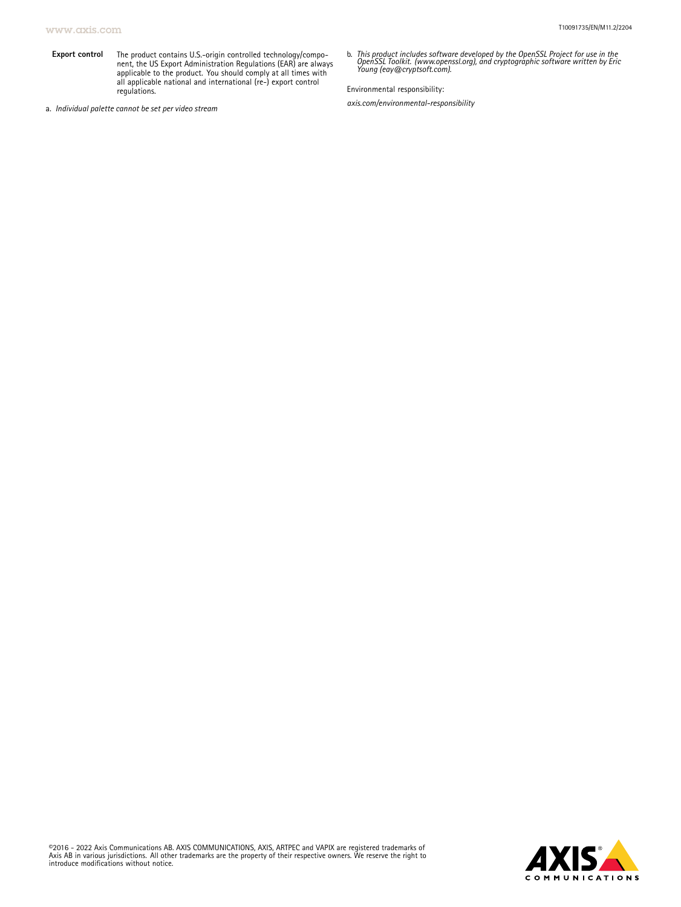| | |
|---|---|
| **Export control** | The product contains U.S.-origin controlled technology/component, the US Export Administration Regulations (EAR) are always applicable to the product. You should comply at all times with all applicable national and international (re-) export control regulations. |

a. *Individual palette cannot be set per video stream*

b. *This product includes software developed by the OpenSSL Project for use in the OpenSSL Toolkit. (www.openssl.org), and cryptographic software written by Eric Young (eay@cryptsoft.com).*

Environmental responsibility:

*axis.com/environmental-responsibility*

©2016 - 2022 Axis Communications AB. AXIS COMMUNICATIONS, AXIS, ARTPEC and VAPIX are registered trademarks of Axis AB in various jurisdictions. All other trademarks are the property of their respective owners. We reserve the right to introduce modifications without notice.